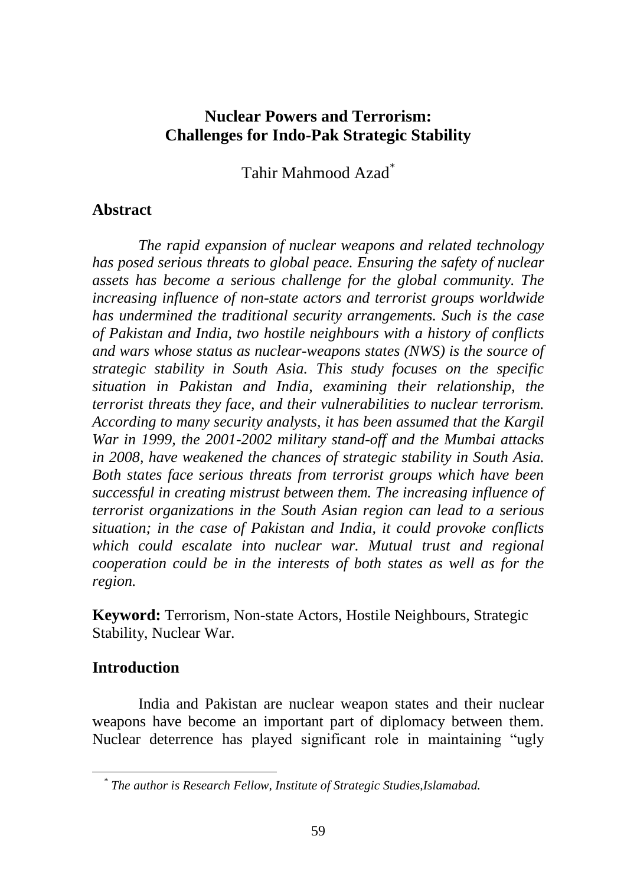# Nuclear Powers and Terrorism: Challenges for Indo-Pak Strategic Stability

Tahir Mahmood Azad[*]

## Abstract

*The rapid expansion of nuclear weapons and related technology has posed serious threats to global peace. Ensuring the safety of nuclear assets has become a serious challenge for the global community. The increasing influence of non-state actors and terrorist groups worldwide has undermined the traditional security arrangements. Such is the case of Pakistan and India, two hostile neighbours with a history of conflicts and wars whose status as nuclear-weapons states (NWS) is the source of strategic stability in South Asia. This study focuses on the specific situation in Pakistan and India, examining their relationship, the terrorist threats they face, and their vulnerabilities to nuclear terrorism. According to many security analysts, it has been assumed that the Kargil War in 1999, the 2001-2002 military stand-off and the Mumbai attacks in 2008, have weakened the chances of strategic stability in South Asia. Both states face serious threats from terrorist groups which have been successful in creating mistrust between them. The increasing influence of terrorist organizations in the South Asian region can lead to a serious situation; in the case of Pakistan and India, it could provoke conflicts which could escalate into nuclear war. Mutual trust and regional cooperation could be in the interests of both states as well as for the region.*

**Keyword:** Terrorism, Non-state Actors, Hostile Neighbours, Strategic Stability, Nuclear War.

## Introduction

India and Pakistan are nuclear weapon states and their nuclear weapons have become an important part of diplomacy between them. Nuclear deterrence has played significant role in maintaining "ugly

[*] *The author is Research Fellow, Institute of Strategic Studies,Islamabad.*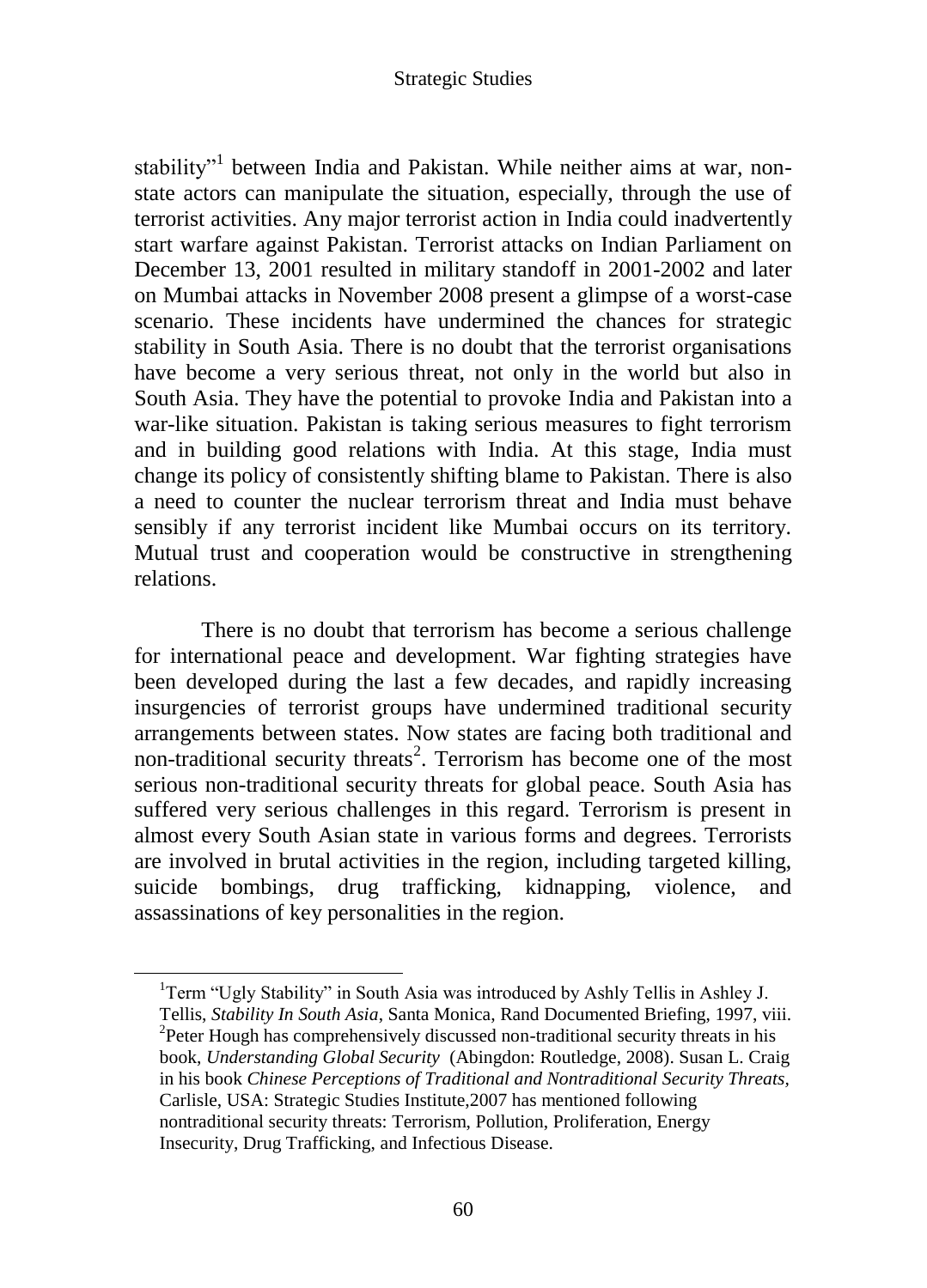stability"[1] between India and Pakistan. While neither aims at war, non-state actors can manipulate the situation, especially, through the use of terrorist activities. Any major terrorist action in India could inadvertently start warfare against Pakistan. Terrorist attacks on Indian Parliament on December 13, 2001 resulted in military standoff in 2001-2002 and later on Mumbai attacks in November 2008 present a glimpse of a worst-case scenario. These incidents have undermined the chances for strategic stability in South Asia. There is no doubt that the terrorist organisations have become a very serious threat, not only in the world but also in South Asia. They have the potential to provoke India and Pakistan into a war-like situation. Pakistan is taking serious measures to fight terrorism and in building good relations with India. At this stage, India must change its policy of consistently shifting blame to Pakistan. There is also a need to counter the nuclear terrorism threat and India must behave sensibly if any terrorist incident like Mumbai occurs on its territory. Mutual trust and cooperation would be constructive in strengthening relations.

There is no doubt that terrorism has become a serious challenge for international peace and development. War fighting strategies have been developed during the last a few decades, and rapidly increasing insurgencies of terrorist groups have undermined traditional security arrangements between states. Now states are facing both traditional and non-traditional security threats[2]. Terrorism has become one of the most serious non-traditional security threats for global peace. South Asia has suffered very serious challenges in this regard. Terrorism is present in almost every South Asian state in various forms and degrees. Terrorists are involved in brutal activities in the region, including targeted killing, suicide bombings, drug trafficking, kidnapping, violence, and assassinations of key personalities in the region.

---

[1]Term "Ugly Stability" in South Asia was introduced by Ashly Tellis in Ashley J. Tellis, *Stability In South Asia*, Santa Monica, Rand Documented Briefing, 1997, viii.

[2]Peter Hough has comprehensively discussed non-traditional security threats in his book, *Understanding Global Security* (Abingdon: Routledge, 2008). Susan L. Craig in his book *Chinese Perceptions of Traditional and Nontraditional Security Threats,* Carlisle, USA: Strategic Studies Institute,2007 has mentioned following nontraditional security threats: Terrorism, Pollution, Proliferation, Energy Insecurity, Drug Trafficking, and Infectious Disease.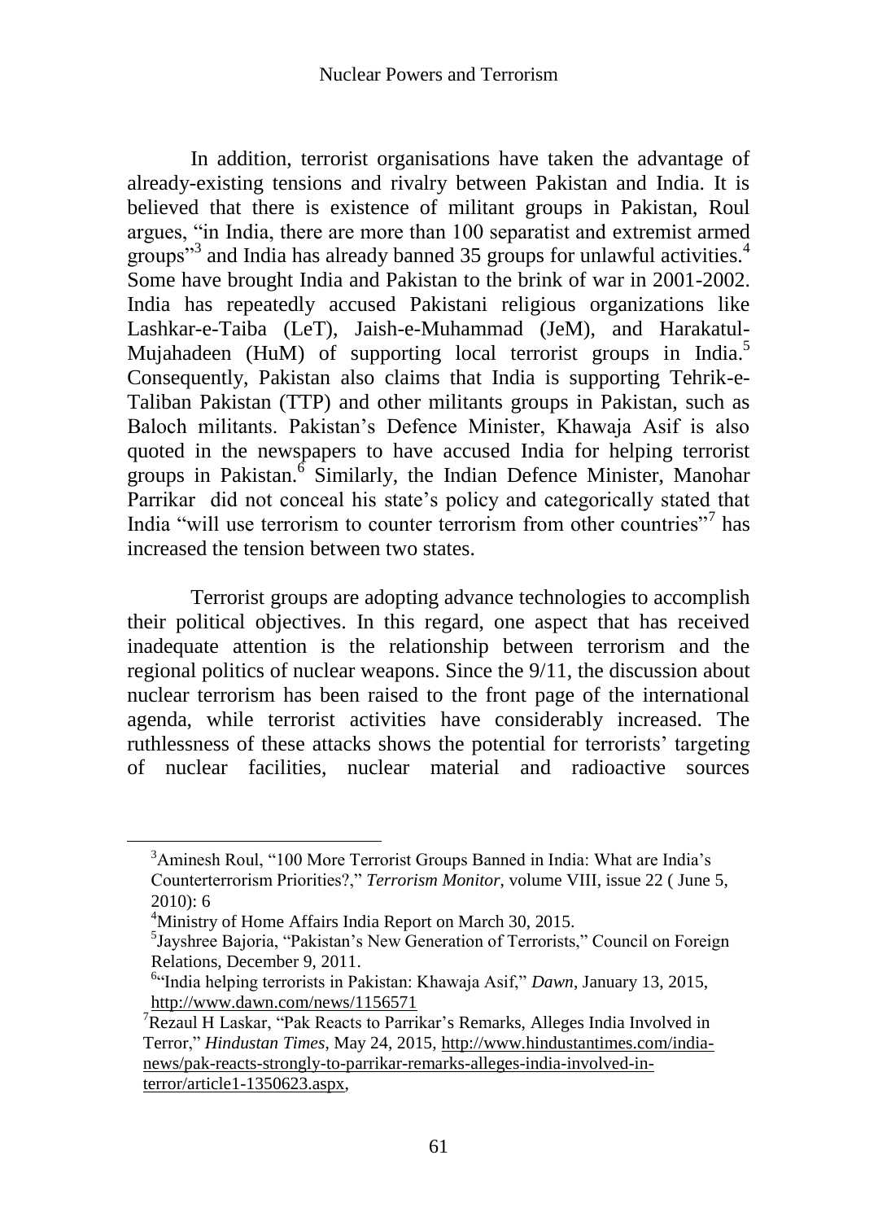In addition, terrorist organisations have taken the advantage of already-existing tensions and rivalry between Pakistan and India. It is believed that there is existence of militant groups in Pakistan, Roul argues, "in India, there are more than 100 separatist and extremist armed groups"[3] and India has already banned 35 groups for unlawful activities.[4] Some have brought India and Pakistan to the brink of war in 2001-2002. India has repeatedly accused Pakistani religious organizations like Lashkar-e-Taiba (LeT), Jaish-e-Muhammad (JeM), and Harakatul-Mujahadeen (HuM) of supporting local terrorist groups in India.[5] Consequently, Pakistan also claims that India is supporting Tehrik-e-Taliban Pakistan (TTP) and other militants groups in Pakistan, such as Baloch militants. Pakistan's Defence Minister, Khawaja Asif is also quoted in the newspapers to have accused India for helping terrorist groups in Pakistan.[6] Similarly, the Indian Defence Minister, Manohar Parrikar did not conceal his state's policy and categorically stated that India "will use terrorism to counter terrorism from other countries"[7] has increased the tension between two states.

Terrorist groups are adopting advance technologies to accomplish their political objectives. In this regard, one aspect that has received inadequate attention is the relationship between terrorism and the regional politics of nuclear weapons. Since the 9/11, the discussion about nuclear terrorism has been raised to the front page of the international agenda, while terrorist activities have considerably increased. The ruthlessness of these attacks shows the potential for terrorists' targeting of nuclear facilities, nuclear material and radioactive sources

---

[3] Aminesh Roul, "100 More Terrorist Groups Banned in India: What are India's Counterterrorism Priorities?," *Terrorism Monitor*, volume VIII, issue 22 ( June 5, 2010): 6

[4] Ministry of Home Affairs India Report on March 30, 2015.

[5] Jayshree Bajoria, "Pakistan's New Generation of Terrorists," Council on Foreign Relations, December 9, 2011.

[6] "India helping terrorists in Pakistan: Khawaja Asif," *Dawn*, January 13, 2015, http://www.dawn.com/news/1156571

[7] Rezaul H Laskar, "Pak Reacts to Parrikar's Remarks, Alleges India Involved in Terror," *Hindustan Times*, May 24, 2015, http://www.hindustantimes.com/india-news/pak-reacts-strongly-to-parrikar-remarks-alleges-india-involved-in-terror/article1-1350623.aspx,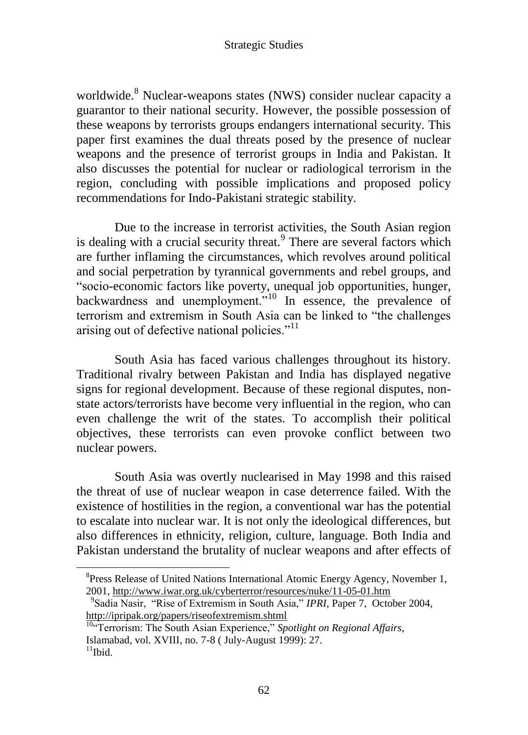worldwide.[8] Nuclear-weapons states (NWS) consider nuclear capacity a guarantor to their national security. However, the possible possession of these weapons by terrorists groups endangers international security. This paper first examines the dual threats posed by the presence of nuclear weapons and the presence of terrorist groups in India and Pakistan. It also discusses the potential for nuclear or radiological terrorism in the region, concluding with possible implications and proposed policy recommendations for Indo-Pakistani strategic stability.

Due to the increase in terrorist activities, the South Asian region is dealing with a crucial security threat.[9] There are several factors which are further inflaming the circumstances, which revolves around political and social perpetration by tyrannical governments and rebel groups, and "socio-economic factors like poverty, unequal job opportunities, hunger, backwardness and unemployment."[10] In essence, the prevalence of terrorism and extremism in South Asia can be linked to "the challenges arising out of defective national policies."[11]

South Asia has faced various challenges throughout its history. Traditional rivalry between Pakistan and India has displayed negative signs for regional development. Because of these regional disputes, non-state actors/terrorists have become very influential in the region, who can even challenge the writ of the states. To accomplish their political objectives, these terrorists can even provoke conflict between two nuclear powers.

South Asia was overtly nuclearised in May 1998 and this raised the threat of use of nuclear weapon in case deterrence failed. With the existence of hostilities in the region, a conventional war has the potential to escalate into nuclear war. It is not only the ideological differences, but also differences in ethnicity, religion, culture, language. Both India and Pakistan understand the brutality of nuclear weapons and after effects of

---

[8] Press Release of United Nations International Atomic Energy Agency, November 1, 2001, http://www.iwar.org.uk/cyberterror/resources/nuke/11-05-01.htm

[9] Sadia Nasir, "Rise of Extremism in South Asia," *IPRI,* Paper 7, October 2004, http://ipripak.org/papers/riseofextremism.shtml

[10] "Terrorism: The South Asian Experience," *Spotlight on Regional Affairs*, Islamabad, vol. XVIII, no. 7-8 ( July-August 1999): 27.

[11] Ibid.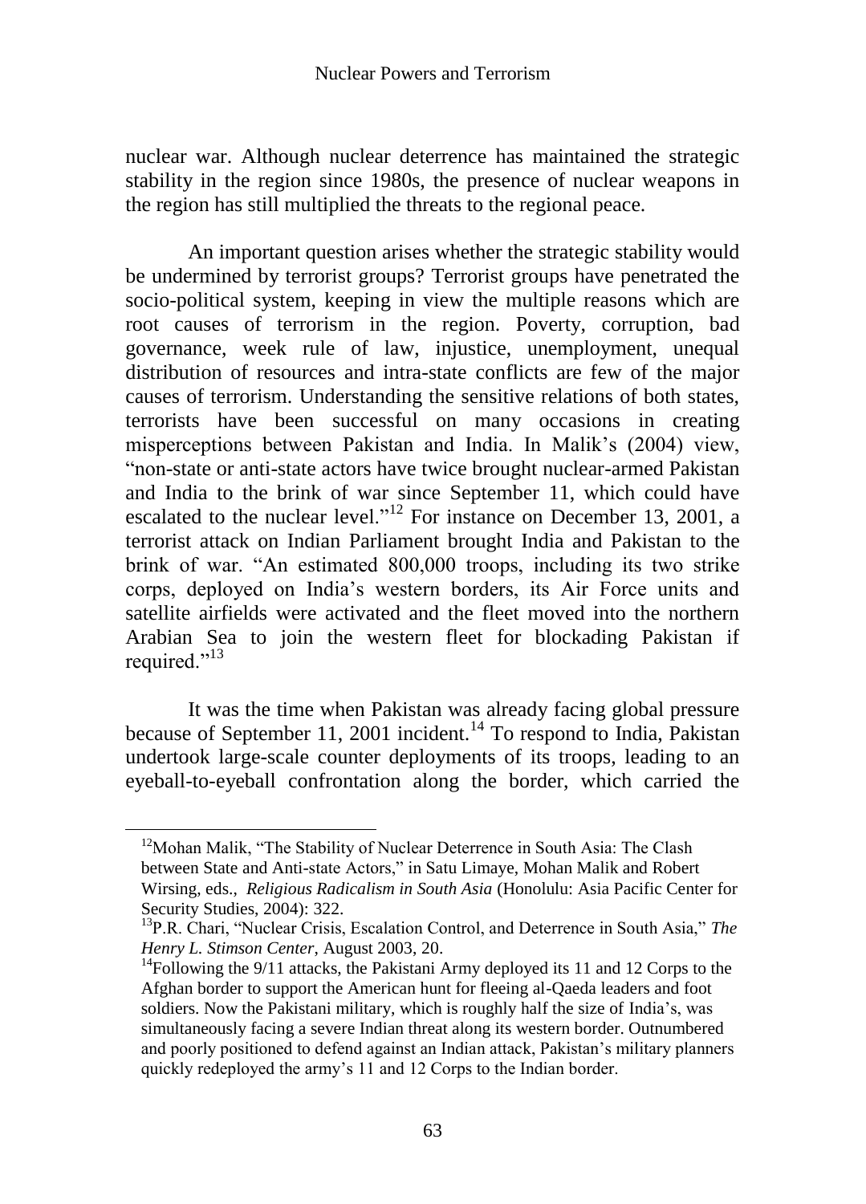nuclear war. Although nuclear deterrence has maintained the strategic stability in the region since 1980s, the presence of nuclear weapons in the region has still multiplied the threats to the regional peace.

An important question arises whether the strategic stability would be undermined by terrorist groups? Terrorist groups have penetrated the socio-political system, keeping in view the multiple reasons which are root causes of terrorism in the region. Poverty, corruption, bad governance, week rule of law, injustice, unemployment, unequal distribution of resources and intra-state conflicts are few of the major causes of terrorism. Understanding the sensitive relations of both states, terrorists have been successful on many occasions in creating misperceptions between Pakistan and India. In Malik's (2004) view, "non-state or anti-state actors have twice brought nuclear-armed Pakistan and India to the brink of war since September 11, which could have escalated to the nuclear level."[12] For instance on December 13, 2001, a terrorist attack on Indian Parliament brought India and Pakistan to the brink of war. "An estimated 800,000 troops, including its two strike corps, deployed on India's western borders, its Air Force units and satellite airfields were activated and the fleet moved into the northern Arabian Sea to join the western fleet for blockading Pakistan if required."[13]

It was the time when Pakistan was already facing global pressure because of September 11, 2001 incident.[14] To respond to India, Pakistan undertook large-scale counter deployments of its troops, leading to an eyeball-to-eyeball confrontation along the border, which carried the

---

[12] Mohan Malik, "The Stability of Nuclear Deterrence in South Asia: The Clash between State and Anti-state Actors," in Satu Limaye, Mohan Malik and Robert Wirsing, eds., *Religious Radicalism in South Asia* (Honolulu: Asia Pacific Center for Security Studies, 2004): 322.

[13] P.R. Chari, "Nuclear Crisis, Escalation Control, and Deterrence in South Asia," *The Henry L. Stimson Center*, August 2003, 20.

[14] Following the 9/11 attacks, the Pakistani Army deployed its 11 and 12 Corps to the Afghan border to support the American hunt for fleeing al-Qaeda leaders and foot soldiers. Now the Pakistani military, which is roughly half the size of India's, was simultaneously facing a severe Indian threat along its western border. Outnumbered and poorly positioned to defend against an Indian attack, Pakistan's military planners quickly redeployed the army's 11 and 12 Corps to the Indian border.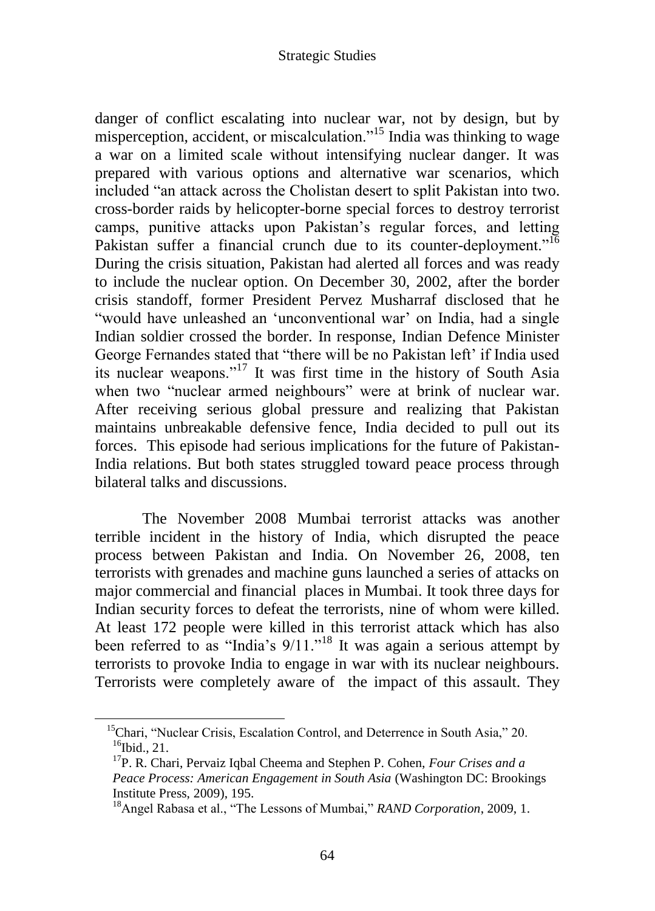danger of conflict escalating into nuclear war, not by design, but by misperception, accident, or miscalculation."[15] India was thinking to wage a war on a limited scale without intensifying nuclear danger. It was prepared with various options and alternative war scenarios, which included "an attack across the Cholistan desert to split Pakistan into two. cross-border raids by helicopter-borne special forces to destroy terrorist camps, punitive attacks upon Pakistan's regular forces, and letting Pakistan suffer a financial crunch due to its counter-deployment."[16] During the crisis situation, Pakistan had alerted all forces and was ready to include the nuclear option. On December 30, 2002, after the border crisis standoff, former President Pervez Musharraf disclosed that he "would have unleashed an 'unconventional war' on India, had a single Indian soldier crossed the border. In response, Indian Defence Minister George Fernandes stated that "there will be no Pakistan left' if India used its nuclear weapons."[17] It was first time in the history of South Asia when two "nuclear armed neighbours" were at brink of nuclear war. After receiving serious global pressure and realizing that Pakistan maintains unbreakable defensive fence, India decided to pull out its forces. This episode had serious implications for the future of Pakistan-India relations. But both states struggled toward peace process through bilateral talks and discussions.

The November 2008 Mumbai terrorist attacks was another terrible incident in the history of India, which disrupted the peace process between Pakistan and India. On November 26, 2008, ten terrorists with grenades and machine guns launched a series of attacks on major commercial and financial places in Mumbai. It took three days for Indian security forces to defeat the terrorists, nine of whom were killed. At least 172 people were killed in this terrorist attack which has also been referred to as "India's 9/11."[18] It was again a serious attempt by terrorists to provoke India to engage in war with its nuclear neighbours. Terrorists were completely aware of the impact of this assault. They

---

[15] Chari, "Nuclear Crisis, Escalation Control, and Deterrence in South Asia," 20.

[16] Ibid., 21.

[17] P. R. Chari, Pervaiz Iqbal Cheema and Stephen P. Cohen, *Four Crises and a Peace Process: American Engagement in South Asia* (Washington DC: Brookings Institute Press, 2009), 195.

[18] Angel Rabasa et al., "The Lessons of Mumbai," *RAND Corporation*, 2009, 1.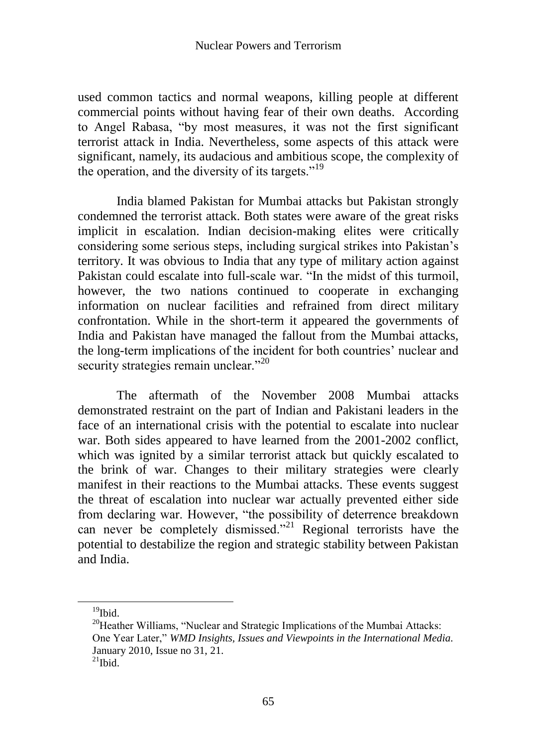used common tactics and normal weapons, killing people at different commercial points without having fear of their own deaths. According to Angel Rabasa, "by most measures, it was not the first significant terrorist attack in India. Nevertheless, some aspects of this attack were significant, namely, its audacious and ambitious scope, the complexity of the operation, and the diversity of its targets."[19]

India blamed Pakistan for Mumbai attacks but Pakistan strongly condemned the terrorist attack. Both states were aware of the great risks implicit in escalation. Indian decision-making elites were critically considering some serious steps, including surgical strikes into Pakistan's territory. It was obvious to India that any type of military action against Pakistan could escalate into full-scale war. "In the midst of this turmoil, however, the two nations continued to cooperate in exchanging information on nuclear facilities and refrained from direct military confrontation. While in the short-term it appeared the governments of India and Pakistan have managed the fallout from the Mumbai attacks, the long-term implications of the incident for both countries' nuclear and security strategies remain unclear."[20]

The aftermath of the November 2008 Mumbai attacks demonstrated restraint on the part of Indian and Pakistani leaders in the face of an international crisis with the potential to escalate into nuclear war. Both sides appeared to have learned from the 2001-2002 conflict, which was ignited by a similar terrorist attack but quickly escalated to the brink of war. Changes to their military strategies were clearly manifest in their reactions to the Mumbai attacks. These events suggest the threat of escalation into nuclear war actually prevented either side from declaring war. However, "the possibility of deterrence breakdown can never be completely dismissed."[21] Regional terrorists have the potential to destabilize the region and strategic stability between Pakistan and India.

---

[19] Ibid.

[20] Heather Williams, "Nuclear and Strategic Implications of the Mumbai Attacks: One Year Later," *WMD Insights, Issues and Viewpoints in the International Media.* January 2010, Issue no 31, 21.

[21] Ibid.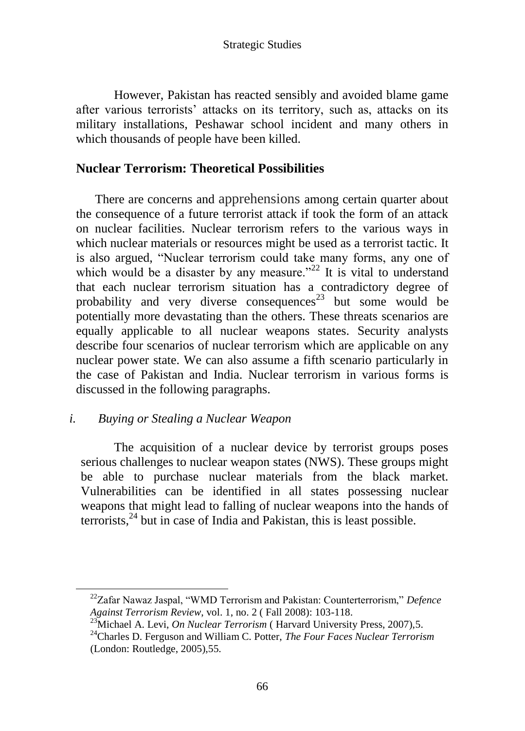However, Pakistan has reacted sensibly and avoided blame game after various terrorists' attacks on its territory, such as, attacks on its military installations, Peshawar school incident and many others in which thousands of people have been killed.

## Nuclear Terrorism: Theoretical Possibilities

There are concerns and apprehensions among certain quarter about the consequence of a future terrorist attack if took the form of an attack on nuclear facilities. Nuclear terrorism refers to the various ways in which nuclear materials or resources might be used as a terrorist tactic. It is also argued, "Nuclear terrorism could take many forms, any one of which would be a disaster by any measure."[22] It is vital to understand that each nuclear terrorism situation has a contradictory degree of probability and very diverse consequences[23] but some would be potentially more devastating than the others. These threats scenarios are equally applicable to all nuclear weapons states. Security analysts describe four scenarios of nuclear terrorism which are applicable on any nuclear power state. We can also assume a fifth scenario particularly in the case of Pakistan and India. Nuclear terrorism in various forms is discussed in the following paragraphs.

### *i. Buying or Stealing a Nuclear Weapon*

The acquisition of a nuclear device by terrorist groups poses serious challenges to nuclear weapon states (NWS). These groups might be able to purchase nuclear materials from the black market. Vulnerabilities can be identified in all states possessing nuclear weapons that might lead to falling of nuclear weapons into the hands of terrorists,[24] but in case of India and Pakistan, this is least possible.

---

[22] Zafar Nawaz Jaspal, "WMD Terrorism and Pakistan: Counterterrorism," *Defence Against Terrorism Review*, vol. 1, no. 2 ( Fall 2008): 103-118.

[23] Michael A. Levi, *On Nuclear Terrorism* ( Harvard University Press, 2007),5.

[24] Charles D. Ferguson and William C. Potter, *The Four Faces Nuclear Terrorism* (London: Routledge, 2005),55.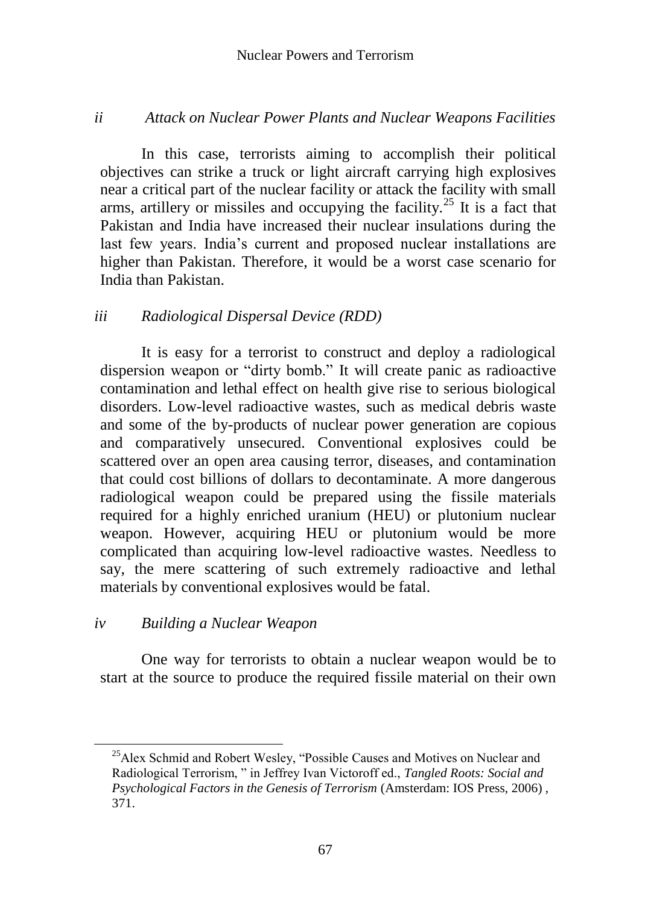### *ii Attack on Nuclear Power Plants and Nuclear Weapons Facilities*

In this case, terrorists aiming to accomplish their political objectives can strike a truck or light aircraft carrying high explosives near a critical part of the nuclear facility or attack the facility with small arms, artillery or missiles and occupying the facility.[25] It is a fact that Pakistan and India have increased their nuclear insulations during the last few years. India's current and proposed nuclear installations are higher than Pakistan. Therefore, it would be a worst case scenario for India than Pakistan.

### *iii Radiological Dispersal Device (RDD)*

It is easy for a terrorist to construct and deploy a radiological dispersion weapon or "dirty bomb." It will create panic as radioactive contamination and lethal effect on health give rise to serious biological disorders. Low-level radioactive wastes, such as medical debris waste and some of the by-products of nuclear power generation are copious and comparatively unsecured. Conventional explosives could be scattered over an open area causing terror, diseases, and contamination that could cost billions of dollars to decontaminate. A more dangerous radiological weapon could be prepared using the fissile materials required for a highly enriched uranium (HEU) or plutonium nuclear weapon. However, acquiring HEU or plutonium would be more complicated than acquiring low-level radioactive wastes. Needless to say, the mere scattering of such extremely radioactive and lethal materials by conventional explosives would be fatal.

### *iv Building a Nuclear Weapon*

One way for terrorists to obtain a nuclear weapon would be to start at the source to produce the required fissile material on their own

---

[25] Alex Schmid and Robert Wesley, "Possible Causes and Motives on Nuclear and Radiological Terrorism, " in Jeffrey Ivan Victoroff ed., *Tangled Roots: Social and Psychological Factors in the Genesis of Terrorism* (Amsterdam: IOS Press, 2006) , 371.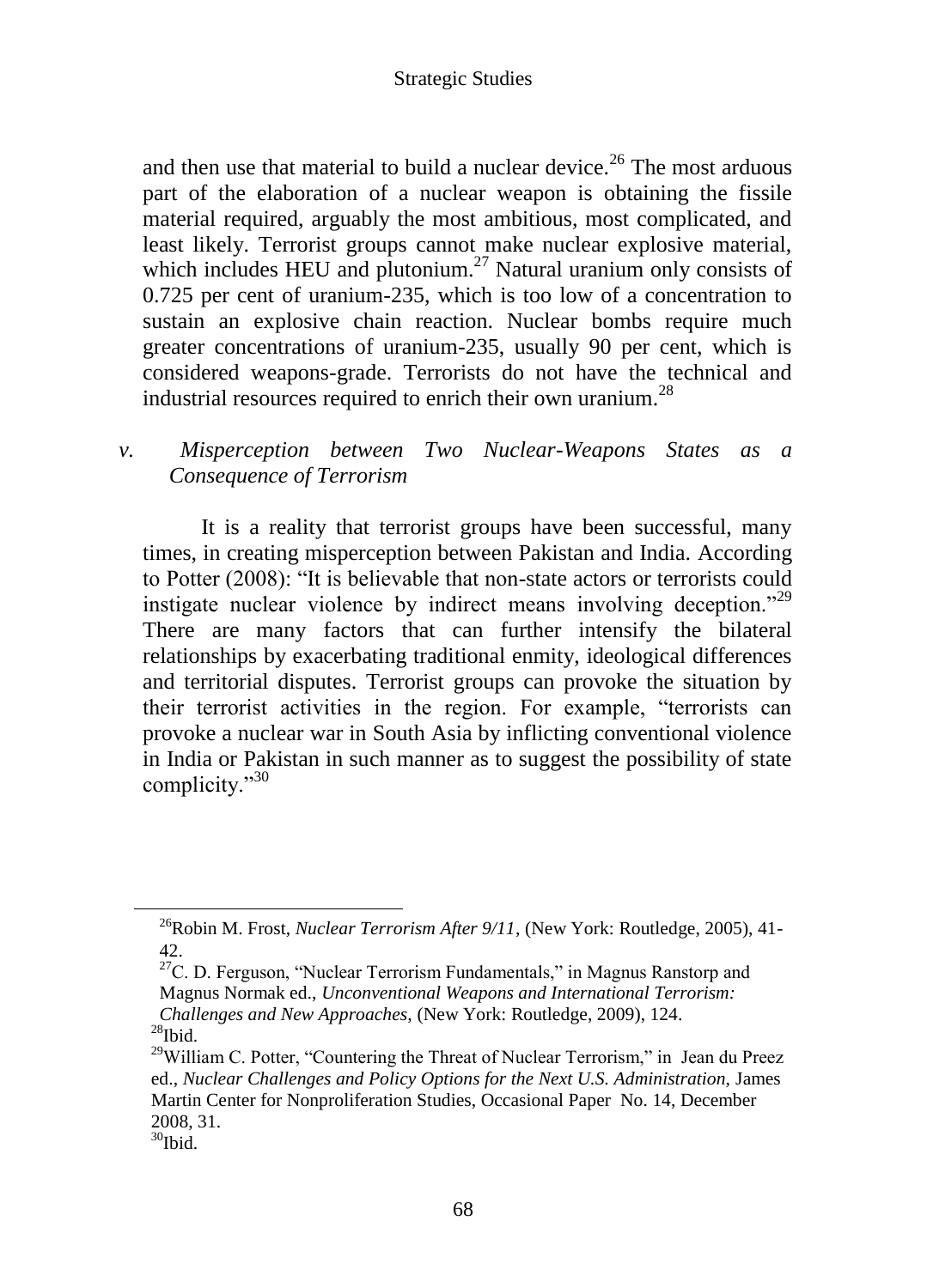and then use that material to build a nuclear device.[26] The most arduous part of the elaboration of a nuclear weapon is obtaining the fissile material required, arguably the most ambitious, most complicated, and least likely. Terrorist groups cannot make nuclear explosive material, which includes HEU and plutonium.[27] Natural uranium only consists of 0.725 per cent of uranium-235, which is too low of a concentration to sustain an explosive chain reaction. Nuclear bombs require much greater concentrations of uranium-235, usually 90 per cent, which is considered weapons-grade. Terrorists do not have the technical and industrial resources required to enrich their own uranium.[28]

### *v. Misperception between Two Nuclear-Weapons States as a Consequence of Terrorism*

It is a reality that terrorist groups have been successful, many times, in creating misperception between Pakistan and India. According to Potter (2008): "It is believable that non-state actors or terrorists could instigate nuclear violence by indirect means involving deception."[29] There are many factors that can further intensify the bilateral relationships by exacerbating traditional enmity, ideological differences and territorial disputes. Terrorist groups can provoke the situation by their terrorist activities in the region. For example, "terrorists can provoke a nuclear war in South Asia by inflicting conventional violence in India or Pakistan in such manner as to suggest the possibility of state complicity."[30]

---

[26] Robin M. Frost, *Nuclear Terrorism After 9/11*, (New York: Routledge, 2005), 41-42.

[27] C. D. Ferguson, "Nuclear Terrorism Fundamentals," in Magnus Ranstorp and Magnus Normak ed., *Unconventional Weapons and International Terrorism: Challenges and New Approaches*, (New York: Routledge, 2009), 124.

[28] Ibid.

[29] William C. Potter, "Countering the Threat of Nuclear Terrorism," in Jean du Preez ed., *Nuclear Challenges and Policy Options for the Next U.S. Administration,* James Martin Center for Nonproliferation Studies, Occasional Paper No. 14, December 2008, 31.

[30] Ibid.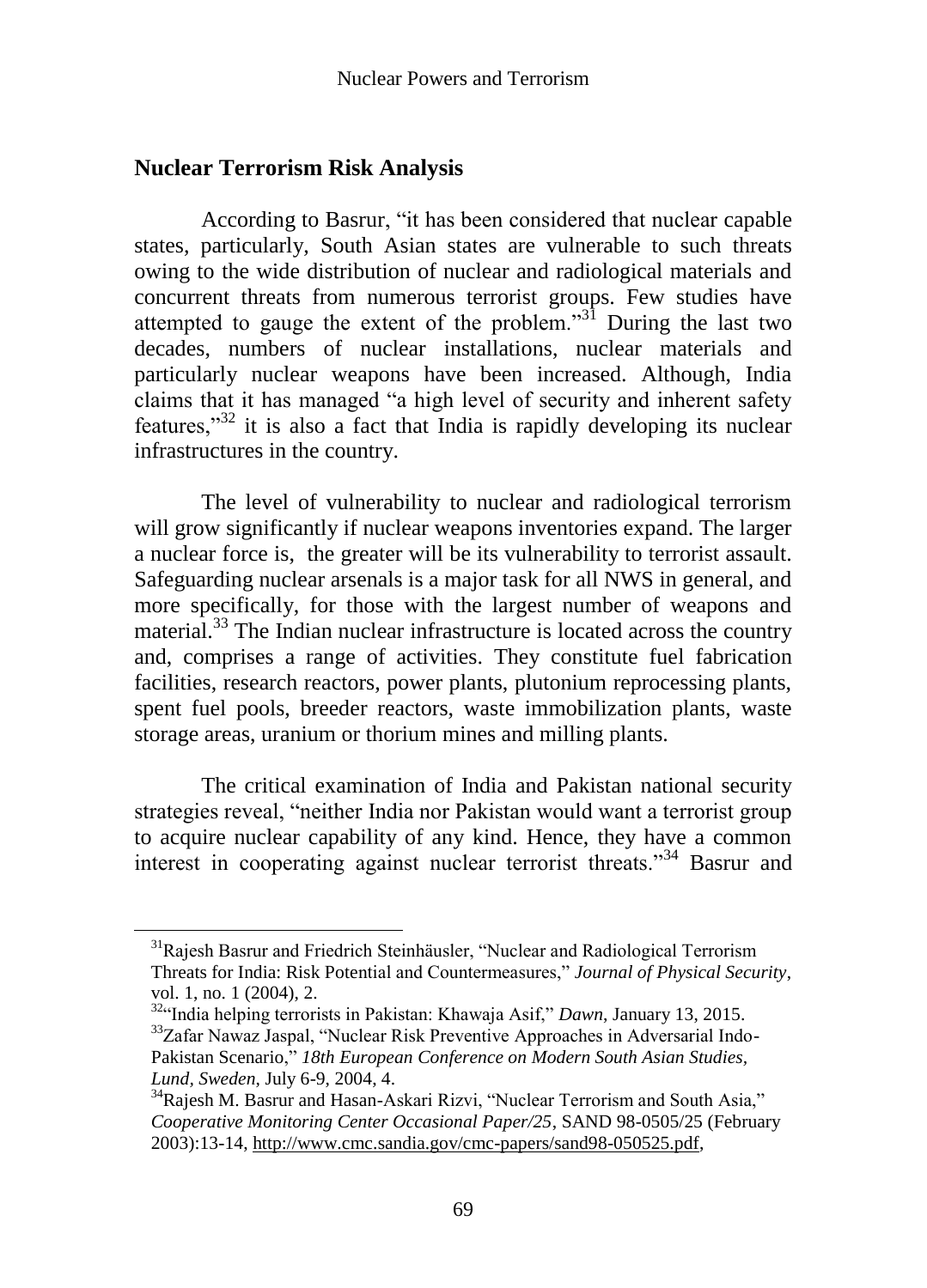## Nuclear Terrorism Risk Analysis

According to Basrur, "it has been considered that nuclear capable states, particularly, South Asian states are vulnerable to such threats owing to the wide distribution of nuclear and radiological materials and concurrent threats from numerous terrorist groups. Few studies have attempted to gauge the extent of the problem."[31] During the last two decades, numbers of nuclear installations, nuclear materials and particularly nuclear weapons have been increased. Although, India claims that it has managed "a high level of security and inherent safety features,"[32] it is also a fact that India is rapidly developing its nuclear infrastructures in the country.

The level of vulnerability to nuclear and radiological terrorism will grow significantly if nuclear weapons inventories expand. The larger a nuclear force is, the greater will be its vulnerability to terrorist assault. Safeguarding nuclear arsenals is a major task for all NWS in general, and more specifically, for those with the largest number of weapons and material.[33] The Indian nuclear infrastructure is located across the country and, comprises a range of activities. They constitute fuel fabrication facilities, research reactors, power plants, plutonium reprocessing plants, spent fuel pools, breeder reactors, waste immobilization plants, waste storage areas, uranium or thorium mines and milling plants.

The critical examination of India and Pakistan national security strategies reveal, "neither India nor Pakistan would want a terrorist group to acquire nuclear capability of any kind. Hence, they have a common interest in cooperating against nuclear terrorist threats."[34] Basrur and

---

[31] Rajesh Basrur and Friedrich Steinhäusler, "Nuclear and Radiological Terrorism Threats for India: Risk Potential and Countermeasures," *Journal of Physical Security*, vol. 1, no. 1 (2004), 2.

[32] "India helping terrorists in Pakistan: Khawaja Asif," *Dawn*, January 13, 2015.

[33] Zafar Nawaz Jaspal, "Nuclear Risk Preventive Approaches in Adversarial Indo-Pakistan Scenario," *18th European Conference on Modern South Asian Studies, Lund, Sweden*, July 6-9, 2004, 4.

[34] Rajesh M. Basrur and Hasan-Askari Rizvi, "Nuclear Terrorism and South Asia," *Cooperative Monitoring Center Occasional Paper/25*, SAND 98-0505/25 (February 2003):13-14, http://www.cmc.sandia.gov/cmc-papers/sand98-050525.pdf,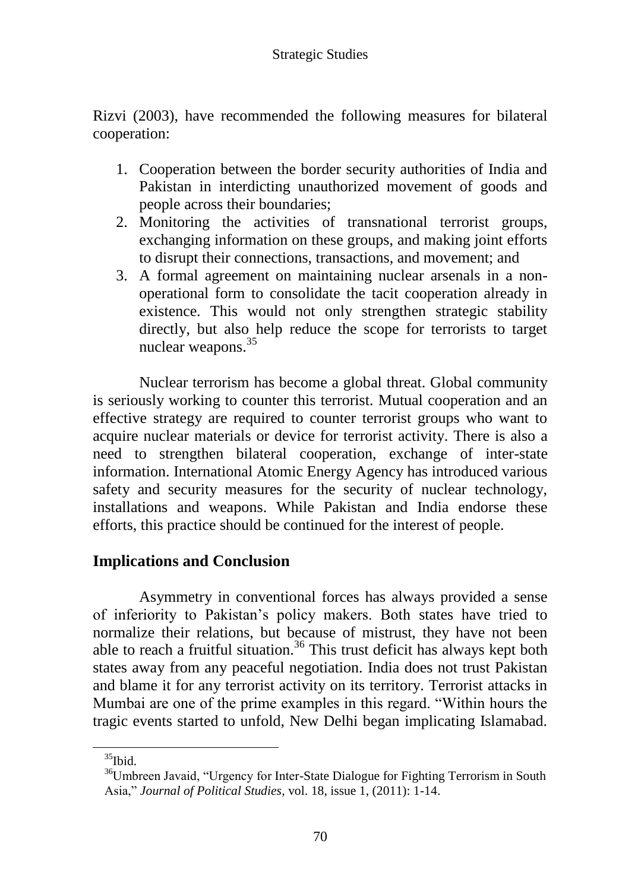Rizvi (2003), have recommended the following measures for bilateral cooperation:

1. Cooperation between the border security authorities of India and Pakistan in interdicting unauthorized movement of goods and people across their boundaries;
2. Monitoring the activities of transnational terrorist groups, exchanging information on these groups, and making joint efforts to disrupt their connections, transactions, and movement; and
3. A formal agreement on maintaining nuclear arsenals in a non-operational form to consolidate the tacit cooperation already in existence. This would not only strengthen strategic stability directly, but also help reduce the scope for terrorists to target nuclear weapons.[35]

Nuclear terrorism has become a global threat. Global community is seriously working to counter this terrorist. Mutual cooperation and an effective strategy are required to counter terrorist groups who want to acquire nuclear materials or device for terrorist activity. There is also a need to strengthen bilateral cooperation, exchange of inter-state information. International Atomic Energy Agency has introduced various safety and security measures for the security of nuclear technology, installations and weapons. While Pakistan and India endorse these efforts, this practice should be continued for the interest of people.

## Implications and Conclusion

Asymmetry in conventional forces has always provided a sense of inferiority to Pakistan's policy makers. Both states have tried to normalize their relations, but because of mistrust, they have not been able to reach a fruitful situation.[36] This trust deficit has always kept both states away from any peaceful negotiation. India does not trust Pakistan and blame it for any terrorist activity on its territory. Terrorist attacks in Mumbai are one of the prime examples in this regard. "Within hours the tragic events started to unfold, New Delhi began implicating Islamabad.

---

[35] Ibid.

[36] Umbreen Javaid, "Urgency for Inter-State Dialogue for Fighting Terrorism in South Asia," *Journal of Political Studies*, vol. 18, issue 1, (2011): 1-14.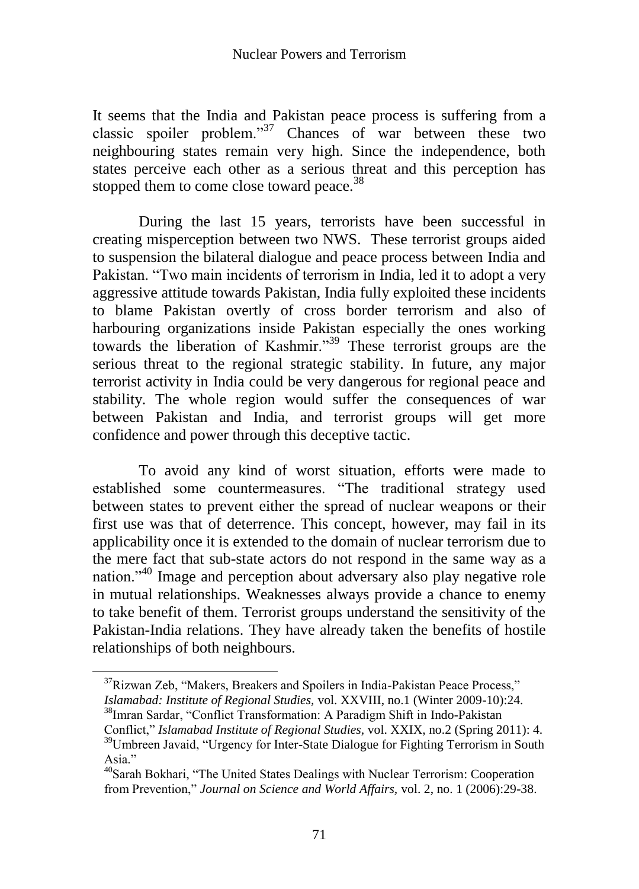It seems that the India and Pakistan peace process is suffering from a classic spoiler problem."[37] Chances of war between these two neighbouring states remain very high. Since the independence, both states perceive each other as a serious threat and this perception has stopped them to come close toward peace.[38]

During the last 15 years, terrorists have been successful in creating misperception between two NWS. These terrorist groups aided to suspension the bilateral dialogue and peace process between India and Pakistan. "Two main incidents of terrorism in India, led it to adopt a very aggressive attitude towards Pakistan, India fully exploited these incidents to blame Pakistan overtly of cross border terrorism and also of harbouring organizations inside Pakistan especially the ones working towards the liberation of Kashmir."[39] These terrorist groups are the serious threat to the regional strategic stability. In future, any major terrorist activity in India could be very dangerous for regional peace and stability. The whole region would suffer the consequences of war between Pakistan and India, and terrorist groups will get more confidence and power through this deceptive tactic.

To avoid any kind of worst situation, efforts were made to established some countermeasures. "The traditional strategy used between states to prevent either the spread of nuclear weapons or their first use was that of deterrence. This concept, however, may fail in its applicability once it is extended to the domain of nuclear terrorism due to the mere fact that sub-state actors do not respond in the same way as a nation."[40] Image and perception about adversary also play negative role in mutual relationships. Weaknesses always provide a chance to enemy to take benefit of them. Terrorist groups understand the sensitivity of the Pakistan-India relations. They have already taken the benefits of hostile relationships of both neighbours.

---

[37] Rizwan Zeb, "Makers, Breakers and Spoilers in India-Pakistan Peace Process," *Islamabad: Institute of Regional Studies,* vol. XXVIII, no.1 (Winter 2009-10):24.

[38] Imran Sardar, "Conflict Transformation: A Paradigm Shift in Indo-Pakistan Conflict," *Islamabad Institute of Regional Studies*, vol. XXIX, no.2 (Spring 2011): 4.

[39] Umbreen Javaid, "Urgency for Inter-State Dialogue for Fighting Terrorism in South Asia."

[40] Sarah Bokhari, "The United States Dealings with Nuclear Terrorism: Cooperation from Prevention," *Journal on Science and World Affairs,* vol. 2, no. 1 (2006):29-38.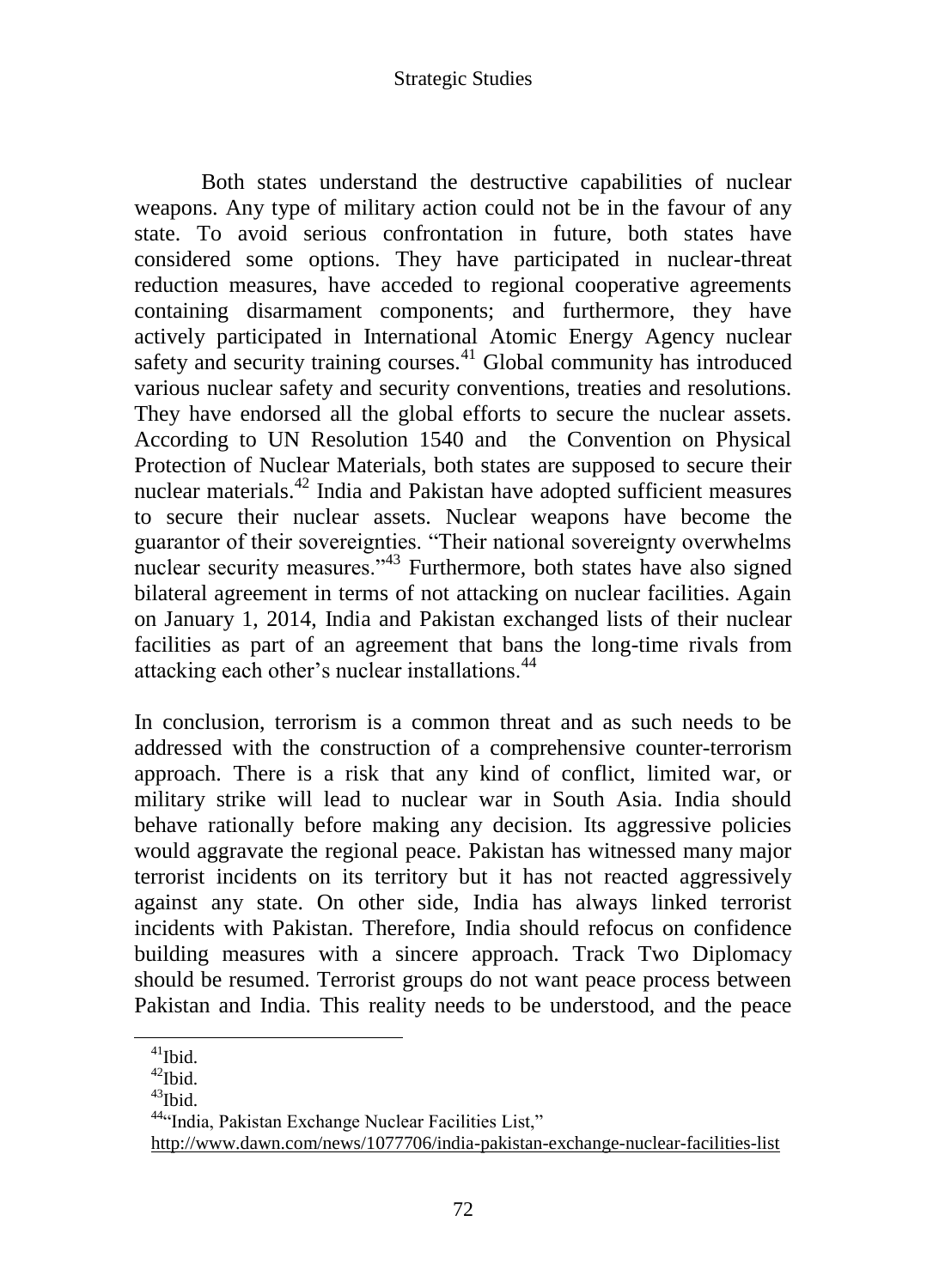Both states understand the destructive capabilities of nuclear weapons. Any type of military action could not be in the favour of any state. To avoid serious confrontation in future, both states have considered some options. They have participated in nuclear-threat reduction measures, have acceded to regional cooperative agreements containing disarmament components; and furthermore, they have actively participated in International Atomic Energy Agency nuclear safety and security training courses.[41] Global community has introduced various nuclear safety and security conventions, treaties and resolutions. They have endorsed all the global efforts to secure the nuclear assets. According to UN Resolution 1540 and the Convention on Physical Protection of Nuclear Materials, both states are supposed to secure their nuclear materials.[42] India and Pakistan have adopted sufficient measures to secure their nuclear assets. Nuclear weapons have become the guarantor of their sovereignties. "Their national sovereignty overwhelms nuclear security measures."[43] Furthermore, both states have also signed bilateral agreement in terms of not attacking on nuclear facilities. Again on January 1, 2014, India and Pakistan exchanged lists of their nuclear facilities as part of an agreement that bans the long-time rivals from attacking each other's nuclear installations.[44]

In conclusion, terrorism is a common threat and as such needs to be addressed with the construction of a comprehensive counter-terrorism approach. There is a risk that any kind of conflict, limited war, or military strike will lead to nuclear war in South Asia. India should behave rationally before making any decision. Its aggressive policies would aggravate the regional peace. Pakistan has witnessed many major terrorist incidents on its territory but it has not reacted aggressively against any state. On other side, India has always linked terrorist incidents with Pakistan. Therefore, India should refocus on confidence building measures with a sincere approach. Track Two Diplomacy should be resumed. Terrorist groups do not want peace process between Pakistan and India. This reality needs to be understood, and the peace

---

[41] Ibid.

[42] Ibid.

[43] Ibid.

[44] "India, Pakistan Exchange Nuclear Facilities List," http://www.dawn.com/news/1077706/india-pakistan-exchange-nuclear-facilities-list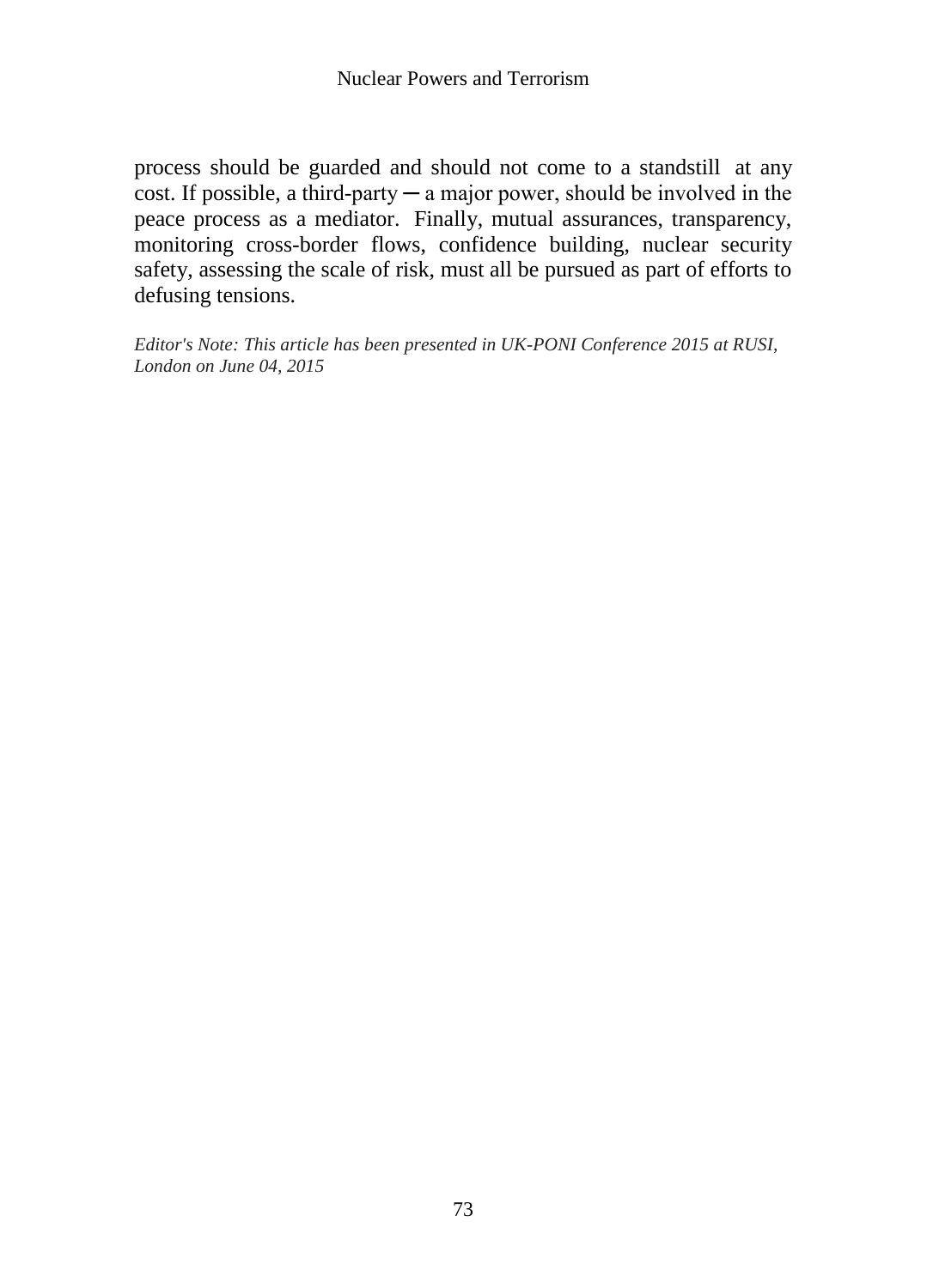process should be guarded and should not come to a standstill at any cost. If possible, a third-party ─ a major power, should be involved in the peace process as a mediator. Finally, mutual assurances, transparency, monitoring cross-border flows, confidence building, nuclear security safety, assessing the scale of risk, must all be pursued as part of efforts to defusing tensions.

*Editor's Note: This article has been presented in UK-PONI Conference 2015 at RUSI, London on June 04, 2015*